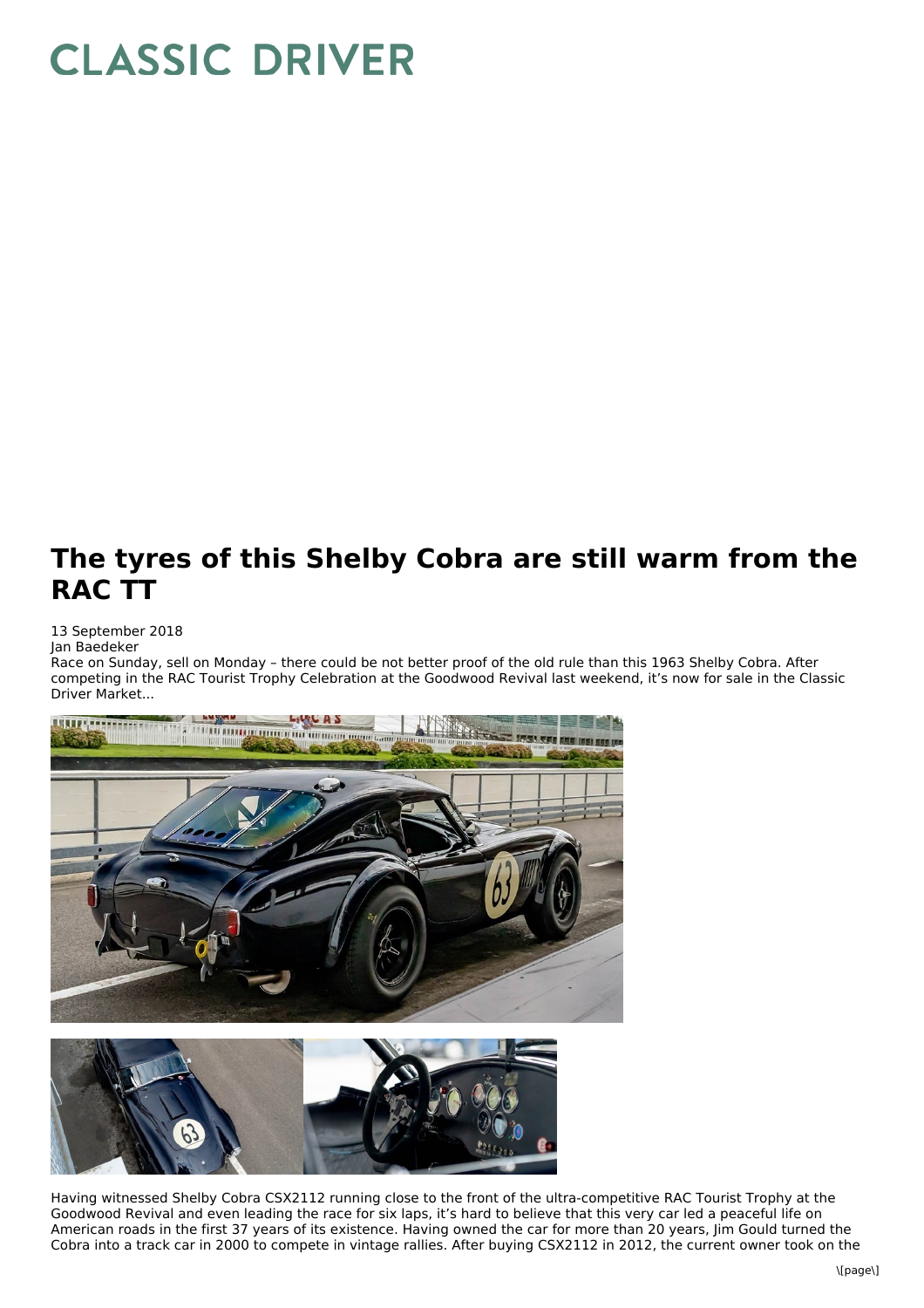# CLASSIC DRIVER

## The tyres of this Shelby Cobra are still warm from the RAC TT

13 September 2018
Jan Baedeker

Race on Sunday, sell on Monday – there could be not better proof of the old rule than this 1963 Shelby Cobra. After competing in the RAC Tourist Trophy Celebration at the Goodwood Revival last weekend, it's now for sale in the Classic Driver Market...

Having witnessed Shelby Cobra CSX2112 running close to the front of the ultra-competitive RAC Tourist Trophy at the Goodwood Revival and even leading the race for six laps, it's hard to believe that this very car led a peaceful life on American roads in the first 37 years of its existence. Having owned the car for more than 20 years, Jim Gould turned the Cobra into a track car in 2000 to compete in vintage rallies. After buying CSX2112 in 2012, the current owner took on the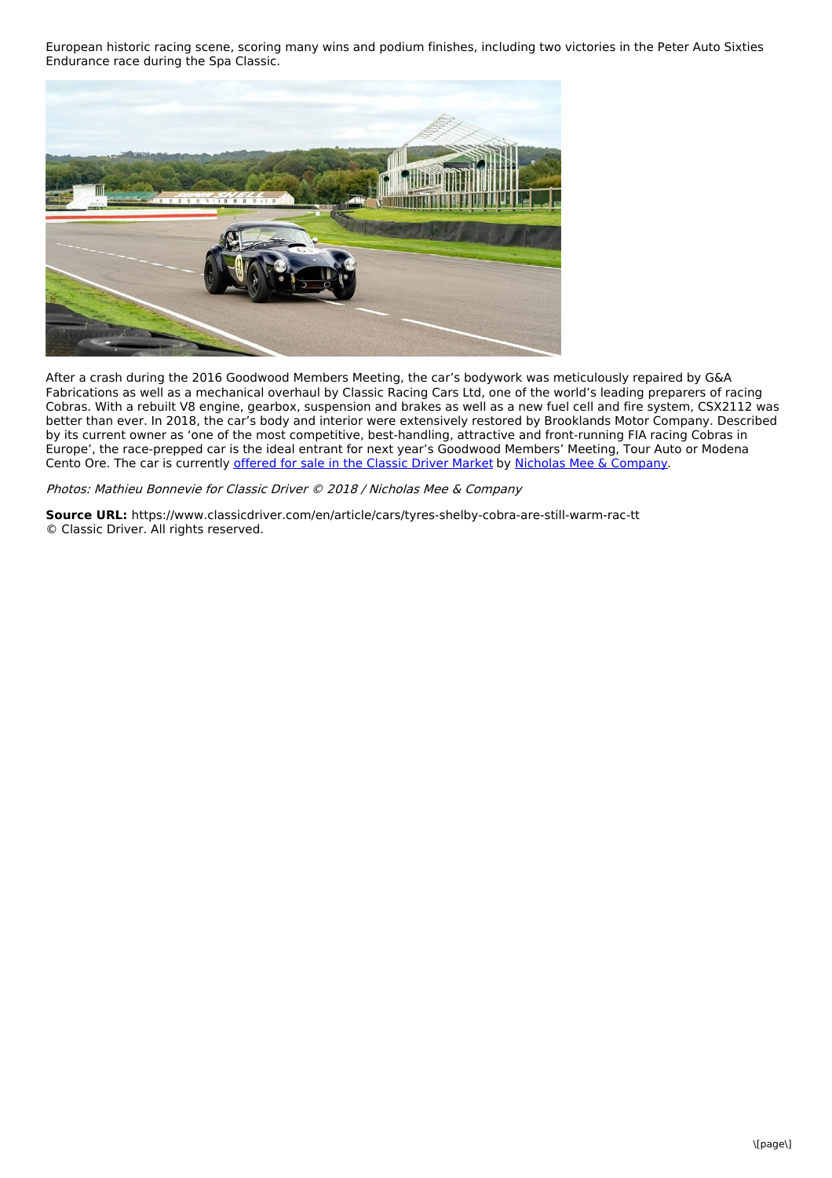European historic racing scene, scoring many wins and podium finishes, including two victories in the Peter Auto Sixties Endurance race during the Spa Classic.

After a crash during the 2016 Goodwood Members Meeting, the car's bodywork was meticulously repaired by G&A Fabrications as well as a mechanical overhaul by Classic Racing Cars Ltd, one of the world's leading preparers of racing Cobras. With a rebuilt V8 engine, gearbox, suspension and brakes as well as a new fuel cell and fire system, CSX2112 was better than ever. In 2018, the car's body and interior were extensively restored by Brooklands Motor Company. Described by its current owner as 'one of the most competitive, best-handling, attractive and front-running FIA racing Cobras in Europe', the race-prepped car is the ideal entrant for next year's Goodwood Members' Meeting, Tour Auto or Modena Cento Ore. The car is currently offered for sale in the Classic Driver Market by Nicholas Mee & Company.

*Photos: Mathieu Bonnevie for Classic Driver © 2018 / Nicholas Mee & Company*

**Source URL:** https://www.classicdriver.com/en/article/cars/tyres-shelby-cobra-are-still-warm-rac-tt
© Classic Driver. All rights reserved.